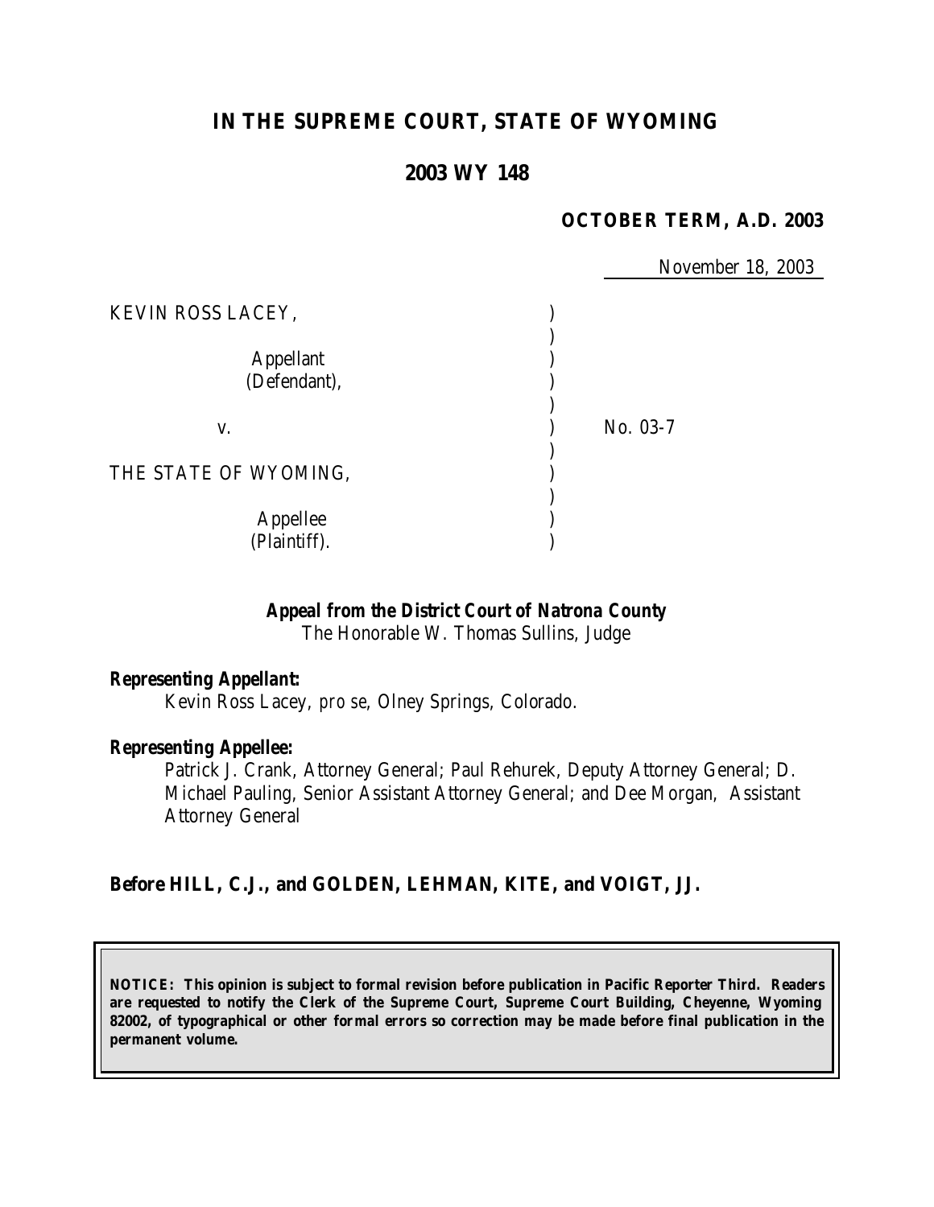# IN THE SUPREME COURT, STATE OF WYOMING

## 2003 WY 148

**OCTOBER TERM, A.D. 2003**

November 18, 2003

KEVIN ROSS LACEY,

Appellant (Defendant),

v.

No. 03-7

THE STATE OF WYOMING,

Appellee (Plaintiff).

***Appeal from the District Court of Natrona County***
The Honorable W. Thomas Sullins, Judge

***Representing Appellant:***
Kevin Ross Lacey, *pro se*, Olney Springs, Colorado.

***Representing Appellee:***
Patrick J. Crank, Attorney General; Paul Rehurek, Deputy Attorney General; D. Michael Pauling, Senior Assistant Attorney General; and Dee Morgan, Assistant Attorney General

**Before HILL, C.J., and GOLDEN, LEHMAN, KITE, and VOIGT, JJ.**

**NOTICE: This opinion is subject to formal revision before publication in Pacific Reporter Third. Readers are requested to notify the Clerk of the Supreme Court, Supreme Court Building, Cheyenne, Wyoming 82002, of typographical or other formal errors so correction may be made before final publication in the permanent volume.**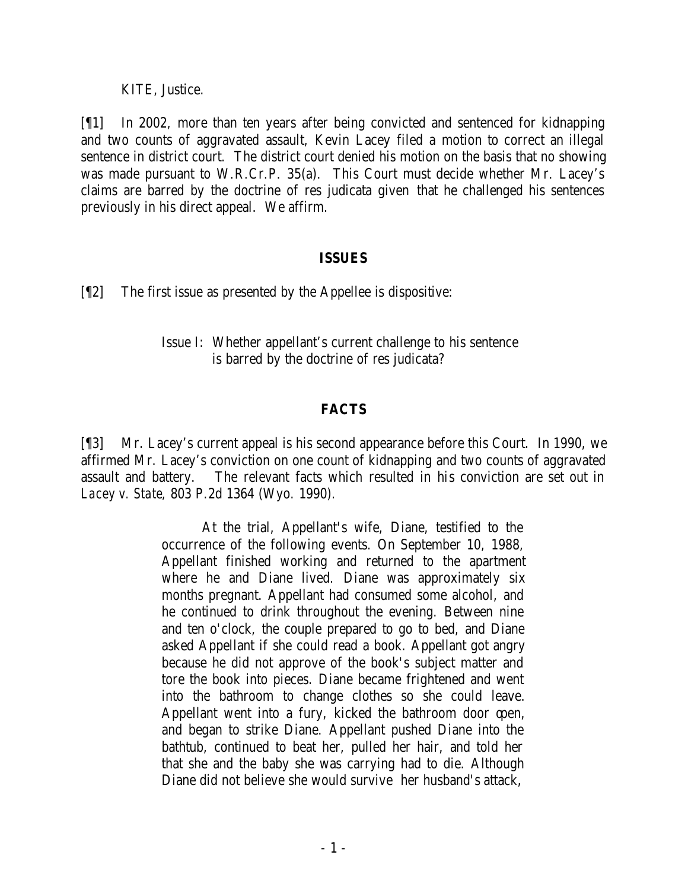KITE, Justice.

[¶1] In 2002, more than ten years after being convicted and sentenced for kidnapping and two counts of aggravated assault, Kevin Lacey filed a motion to correct an illegal sentence in district court. The district court denied his motion on the basis that no showing was made pursuant to W.R.Cr.P. 35(a). This Court must decide whether Mr. Lacey's claims are barred by the doctrine of res judicata given that he challenged his sentences previously in his direct appeal. We affirm.

## ISSUES

[¶2] The first issue as presented by the Appellee is dispositive:

> Issue I: Whether appellant's current challenge to his sentence is barred by the doctrine of res judicata?

## FACTS

[¶3] Mr. Lacey's current appeal is his second appearance before this Court. In 1990, we affirmed Mr. Lacey's conviction on one count of kidnapping and two counts of aggravated assault and battery. The relevant facts which resulted in his conviction are set out in *Lacey v. State*, 803 P.2d 1364 (Wyo. 1990).

> At the trial, Appellant's wife, Diane, testified to the occurrence of the following events. On September 10, 1988, Appellant finished working and returned to the apartment where he and Diane lived. Diane was approximately six months pregnant. Appellant had consumed some alcohol, and he continued to drink throughout the evening. Between nine and ten o'clock, the couple prepared to go to bed, and Diane asked Appellant if she could read a book. Appellant got angry because he did not approve of the book's subject matter and tore the book into pieces. Diane became frightened and went into the bathroom to change clothes so she could leave. Appellant went into a fury, kicked the bathroom door open, and began to strike Diane. Appellant pushed Diane into the bathtub, continued to beat her, pulled her hair, and told her that she and the baby she was carrying had to die. Although Diane did not believe she would survive her husband's attack,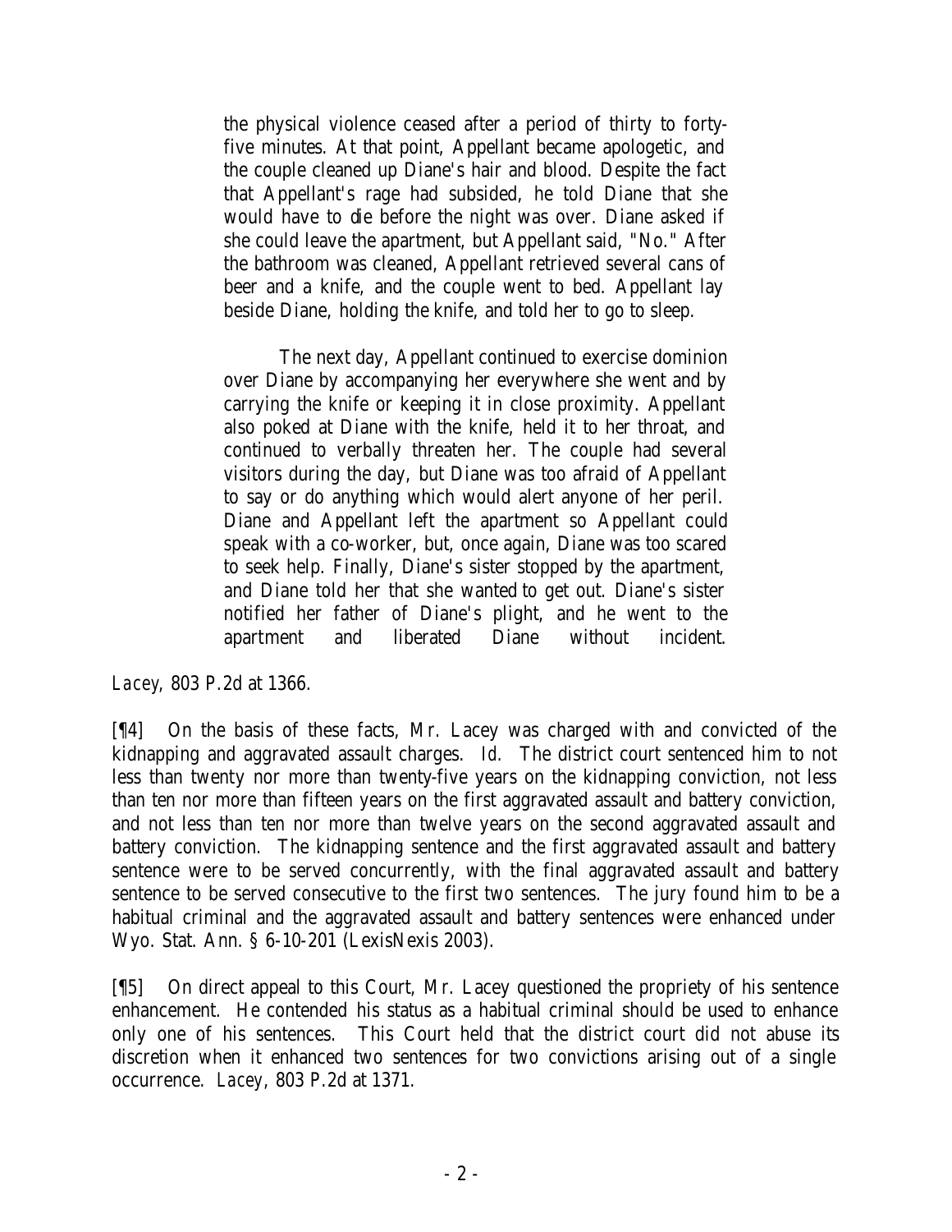> the physical violence ceased after a period of thirty to forty-five minutes. At that point, Appellant became apologetic, and the couple cleaned up Diane's hair and blood. Despite the fact that Appellant's rage had subsided, he told Diane that she would have to die before the night was over. Diane asked if she could leave the apartment, but Appellant said, "No." After the bathroom was cleaned, Appellant retrieved several cans of beer and a knife, and the couple went to bed. Appellant lay beside Diane, holding the knife, and told her to go to sleep.
>
> The next day, Appellant continued to exercise dominion over Diane by accompanying her everywhere she went and by carrying the knife or keeping it in close proximity. Appellant also poked at Diane with the knife, held it to her throat, and continued to verbally threaten her. The couple had several visitors during the day, but Diane was too afraid of Appellant to say or do anything which would alert anyone of her peril. Diane and Appellant left the apartment so Appellant could speak with a co-worker, but, once again, Diane was too scared to seek help. Finally, Diane's sister stopped by the apartment, and Diane told her that she wanted to get out. Diane's sister notified her father of Diane's plight, and he went to the apartment and liberated Diane without incident.

*Lacey*, 803 P.2d at 1366.

[¶4] On the basis of these facts, Mr. Lacey was charged with and convicted of the kidnapping and aggravated assault charges. *Id.* The district court sentenced him to not less than twenty nor more than twenty-five years on the kidnapping conviction, not less than ten nor more than fifteen years on the first aggravated assault and battery conviction, and not less than ten nor more than twelve years on the second aggravated assault and battery conviction. The kidnapping sentence and the first aggravated assault and battery sentence were to be served concurrently, with the final aggravated assault and battery sentence to be served consecutive to the first two sentences. The jury found him to be a habitual criminal and the aggravated assault and battery sentences were enhanced under Wyo. Stat. Ann. § 6-10-201 (LexisNexis 2003).

[¶5] On direct appeal to this Court, Mr. Lacey questioned the propriety of his sentence enhancement. He contended his status as a habitual criminal should be used to enhance only one of his sentences. This Court held that the district court did not abuse its discretion when it enhanced two sentences for two convictions arising out of a single occurrence. *Lacey*, 803 P.2d at 1371.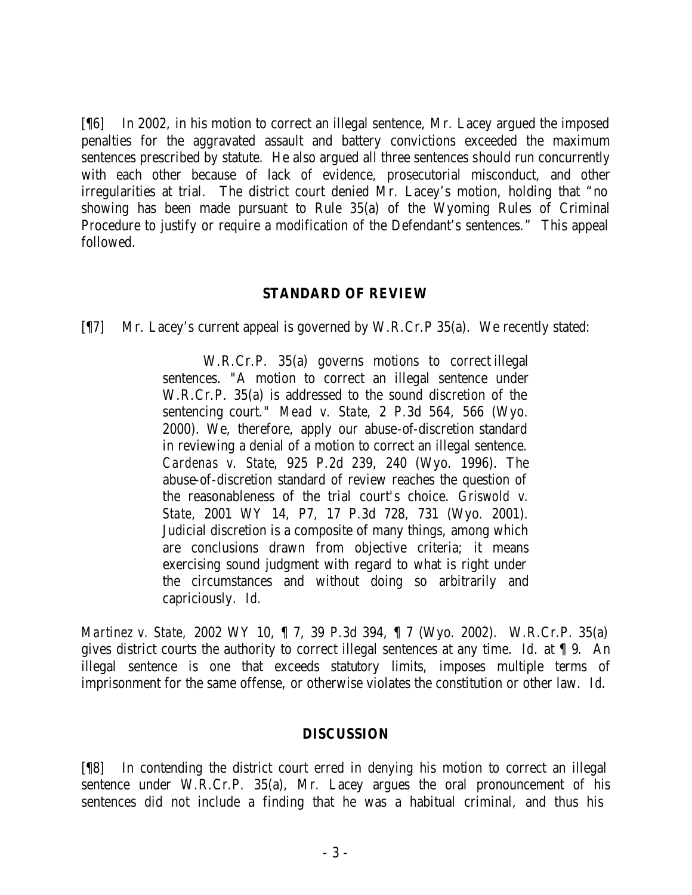[¶6] In 2002, in his motion to correct an illegal sentence, Mr. Lacey argued the imposed penalties for the aggravated assault and battery convictions exceeded the maximum sentences prescribed by statute. He also argued all three sentences should run concurrently with each other because of lack of evidence, prosecutorial misconduct, and other irregularities at trial. The district court denied Mr. Lacey's motion, holding that "no showing has been made pursuant to Rule 35(a) of the Wyoming Rules of Criminal Procedure to justify or require a modification of the Defendant's sentences." This appeal followed.

## STANDARD OF REVIEW

[¶7] Mr. Lacey's current appeal is governed by W.R.Cr.P 35(a). We recently stated:

> W.R.Cr.P. 35(a) governs motions to correct illegal sentences. "A motion to correct an illegal sentence under W.R.Cr.P. 35(a) is addressed to the sound discretion of the sentencing court." *Mead v. State*, 2 P.3d 564, 566 (Wyo. 2000). We, therefore, apply our abuse-of-discretion standard in reviewing a denial of a motion to correct an illegal sentence. *Cardenas v. State*, 925 P.2d 239, 240 (Wyo. 1996). The abuse-of-discretion standard of review reaches the question of the reasonableness of the trial court's choice. *Griswold v. State*, 2001 WY 14, P7, 17 P.3d 728, 731 (Wyo. 2001). Judicial discretion is a composite of many things, among which are conclusions drawn from objective criteria; it means exercising sound judgment with regard to what is right under the circumstances and without doing so arbitrarily and capriciously. *Id.*

*Martinez v. State*, 2002 WY 10, ¶ 7, 39 P.3d 394, ¶ 7 (Wyo. 2002). W.R.Cr.P. 35(a) gives district courts the authority to correct illegal sentences at any time. *Id.* at ¶ 9. An illegal sentence is one that exceeds statutory limits, imposes multiple terms of imprisonment for the same offense, or otherwise violates the constitution or other law. *Id.*

## DISCUSSION

[¶8] In contending the district court erred in denying his motion to correct an illegal sentence under W.R.Cr.P. 35(a), Mr. Lacey argues the oral pronouncement of his sentences did not include a finding that he was a habitual criminal, and thus his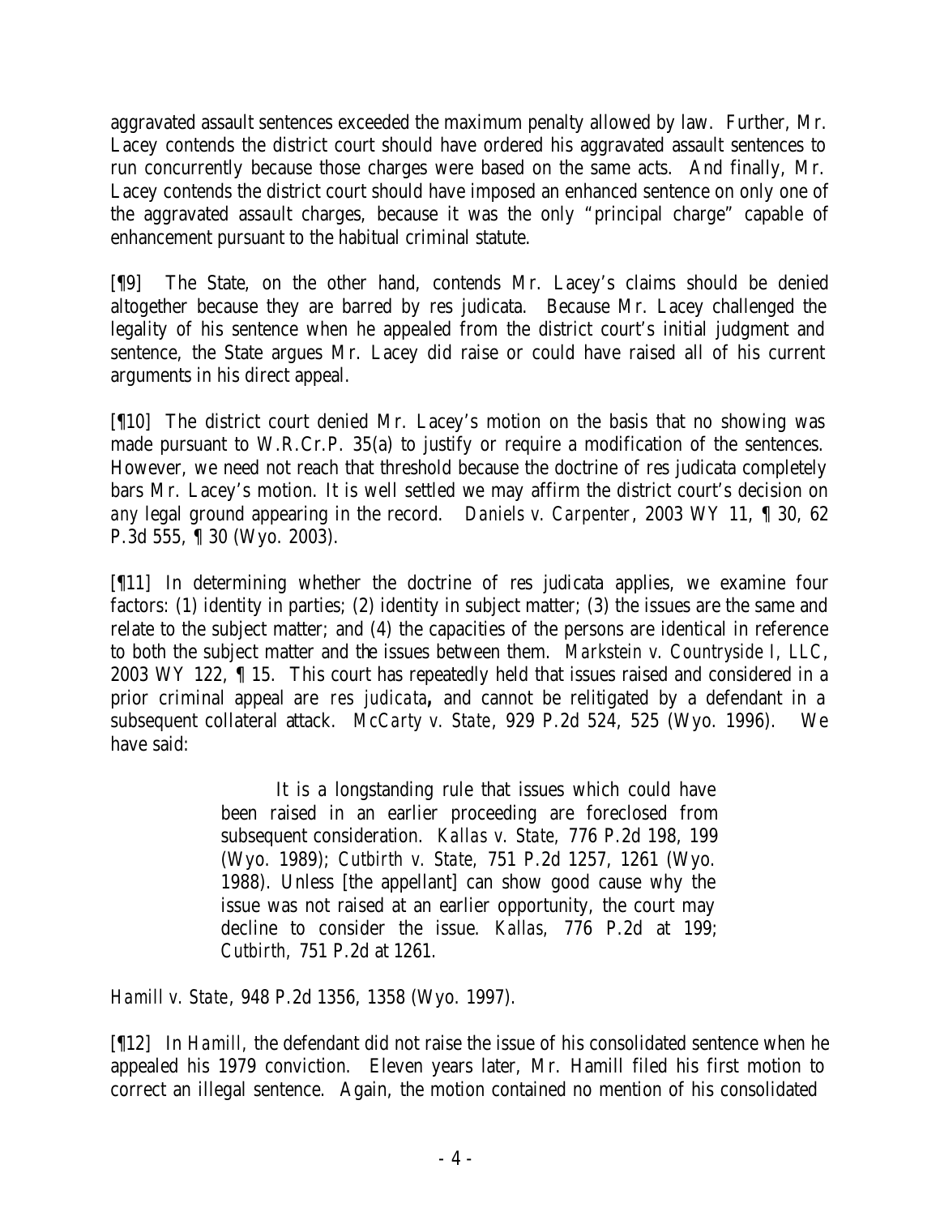aggravated assault sentences exceeded the maximum penalty allowed by law. Further, Mr. Lacey contends the district court should have ordered his aggravated assault sentences to run concurrently because those charges were based on the same acts. And finally, Mr. Lacey contends the district court should have imposed an enhanced sentence on only one of the aggravated assault charges, because it was the only "principal charge" capable of enhancement pursuant to the habitual criminal statute.

[¶9] The State, on the other hand, contends Mr. Lacey's claims should be denied altogether because they are barred by res judicata. Because Mr. Lacey challenged the legality of his sentence when he appealed from the district court's initial judgment and sentence, the State argues Mr. Lacey did raise or could have raised all of his current arguments in his direct appeal.

[¶10] The district court denied Mr. Lacey's motion on the basis that no showing was made pursuant to W.R.Cr.P. 35(a) to justify or require a modification of the sentences. However, we need not reach that threshold because the doctrine of res judicata completely bars Mr. Lacey's motion. It is well settled we may affirm the district court's decision on *any* legal ground appearing in the record. *Daniels v. Carpenter*, 2003 WY 11, ¶ 30, 62 P.3d 555, ¶ 30 (Wyo. 2003).

[¶11] In determining whether the doctrine of res judicata applies, we examine four factors: (1) identity in parties; (2) identity in subject matter; (3) the issues are the same and relate to the subject matter; and (4) the capacities of the persons are identical in reference to both the subject matter and the issues between them. *Markstein v. Countryside I, LLC*, 2003 WY 122, ¶ 15. This court has repeatedly held that issues raised and considered in a prior criminal appeal are *res judicata***,** and cannot be relitigated by a defendant in a subsequent collateral attack. *McCarty v. State*, 929 P.2d 524, 525 (Wyo. 1996). We have said:

> It is a longstanding rule that issues which could have been raised in an earlier proceeding are foreclosed from subsequent consideration. *Kallas v. State*, 776 P.2d 198, 199 (Wyo. 1989); *Cutbirth v. State*, 751 P.2d 1257, 1261 (Wyo. 1988). Unless [the appellant] can show good cause why the issue was not raised at an earlier opportunity, the court may decline to consider the issue. *Kallas*, 776 P.2d at 199; *Cutbirth*, 751 P.2d at 1261.

*Hamill v. State*, 948 P.2d 1356, 1358 (Wyo. 1997).

[¶12] In *Hamill*, the defendant did not raise the issue of his consolidated sentence when he appealed his 1979 conviction. Eleven years later, Mr. Hamill filed his first motion to correct an illegal sentence. Again, the motion contained no mention of his consolidated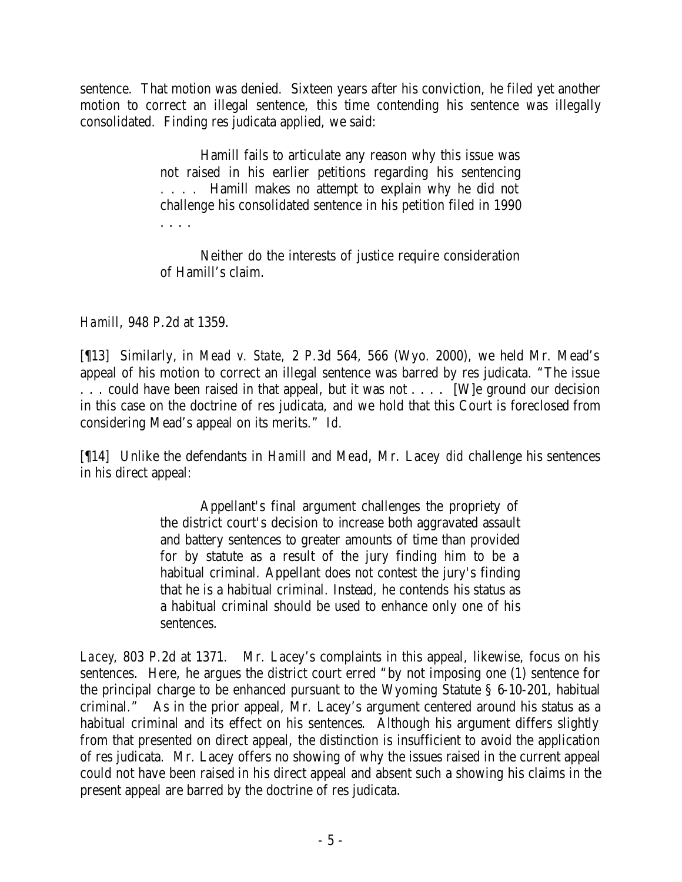sentence. That motion was denied. Sixteen years after his conviction, he filed yet another motion to correct an illegal sentence, this time contending his sentence was illegally consolidated. Finding res judicata applied, we said:

> Hamill fails to articulate any reason why this issue was not raised in his earlier petitions regarding his sentencing . . . . Hamill makes no attempt to explain why he did not challenge his consolidated sentence in his petition filed in 1990 . . . .
>
> Neither do the interests of justice require consideration of Hamill's claim.

*Hamill*, 948 P.2d at 1359.

[¶13] Similarly, in *Mead v. State*, 2 P.3d 564, 566 (Wyo. 2000), we held Mr. Mead's appeal of his motion to correct an illegal sentence was barred by res judicata. "The issue . . . could have been raised in that appeal, but it was not . . . . [W]e ground our decision in this case on the doctrine of res judicata, and we hold that this Court is foreclosed from considering Mead's appeal on its merits." *Id.*

[¶14] Unlike the defendants in *Hamill* and *Mead*, Mr. Lacey *did* challenge his sentences in his direct appeal:

> Appellant's final argument challenges the propriety of the district court's decision to increase both aggravated assault and battery sentences to greater amounts of time than provided for by statute as a result of the jury finding him to be a habitual criminal. Appellant does not contest the jury's finding that he is a habitual criminal. Instead, he contends his status as a habitual criminal should be used to enhance only one of his sentences.

*Lacey*, 803 P.2d at 1371. Mr. Lacey's complaints in this appeal, likewise, focus on his sentences. Here, he argues the district court erred "by not imposing one (1) sentence for the principal charge to be enhanced pursuant to the Wyoming Statute § 6-10-201, habitual criminal." As in the prior appeal, Mr. Lacey's argument centered around his status as a habitual criminal and its effect on his sentences. Although his argument differs slightly from that presented on direct appeal, the distinction is insufficient to avoid the application of res judicata. Mr. Lacey offers no showing of why the issues raised in the current appeal could not have been raised in his direct appeal and absent such a showing his claims in the present appeal are barred by the doctrine of res judicata.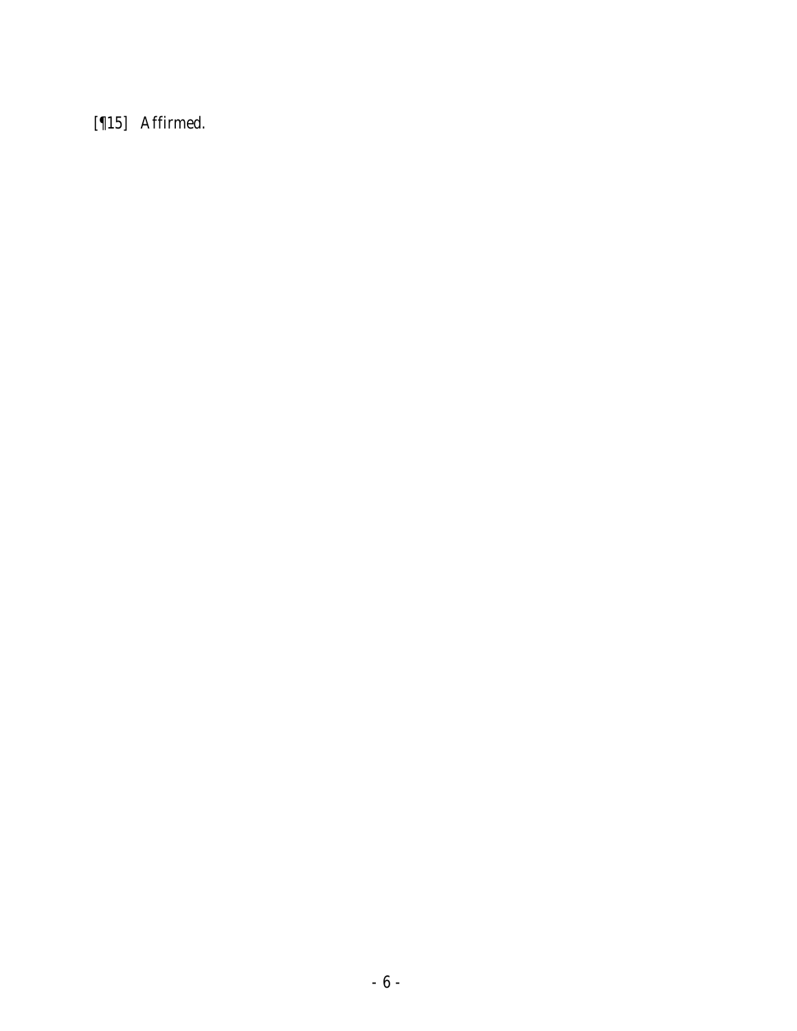[¶15] Affirmed.